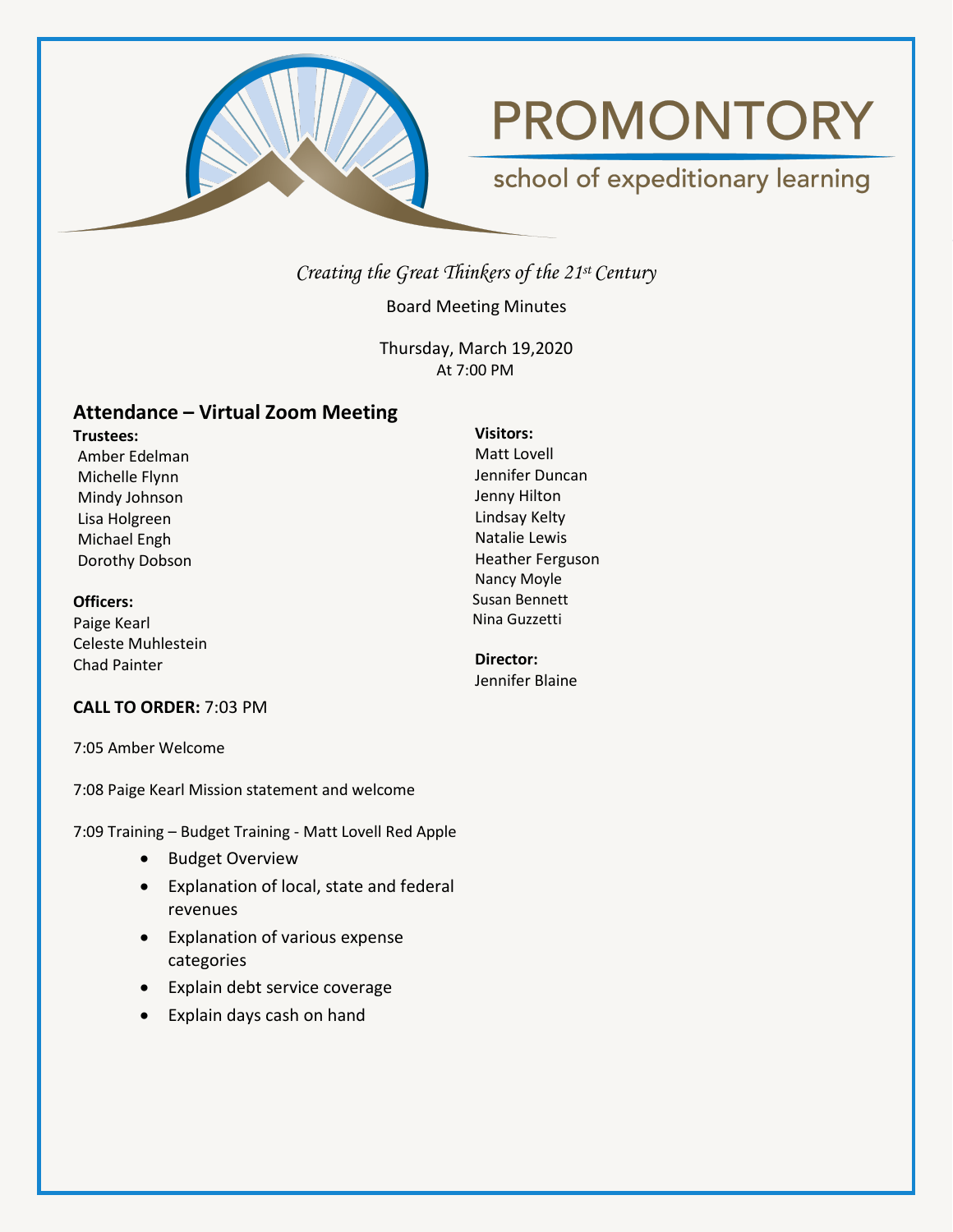# PROMONTORY

school of expeditionary learning

*Creating the Great Thinkers of the 21st Century*

Board Meeting Minutes

Thursday, March 19,2020
At 7:00 PM

## Attendance – Virtual Zoom Meeting

**Trustees:**
Amber Edelman
Michelle Flynn
Mindy Johnson
Lisa Holgreen
Michael Engh
Dorothy Dobson

**Officers:**
Paige Kearl
Celeste Muhlestein
Chad Painter

**Visitors:**
Matt Lovell
Jennifer Duncan
Jenny Hilton
Lindsay Kelty
Natalie Lewis
Heather Ferguson
Nancy Moyle
Susan Bennett
Nina Guzzetti

**Director:**
Jennifer Blaine

**CALL TO ORDER:** 7:03 PM

7:05 Amber Welcome

7:08 Paige Kearl Mission statement and welcome

7:09 Training – Budget Training - Matt Lovell Red Apple

- Budget Overview
- Explanation of local, state and federal revenues
- Explanation of various expense categories
- Explain debt service coverage
- Explain days cash on hand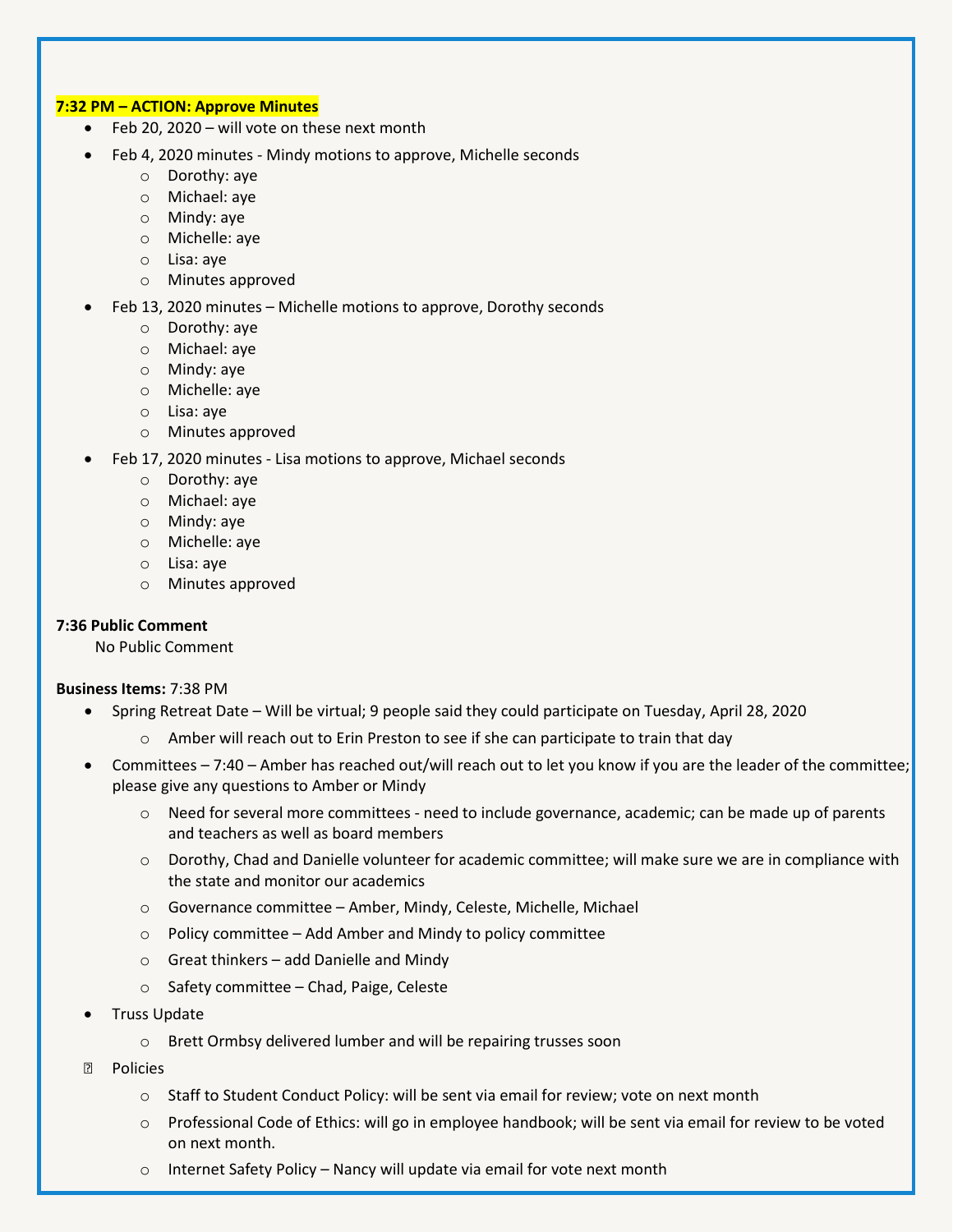**7:32 PM – ACTION: Approve Minutes**

- Feb 20, 2020 – will vote on these next month
- Feb 4, 2020 minutes - Mindy motions to approve, Michelle seconds
  - Dorothy: aye
  - Michael: aye
  - Mindy: aye
  - Michelle: aye
  - Lisa: aye
  - Minutes approved
- Feb 13, 2020 minutes – Michelle motions to approve, Dorothy seconds
  - Dorothy: aye
  - Michael: aye
  - Mindy: aye
  - Michelle: aye
  - Lisa: aye
  - Minutes approved
- Feb 17, 2020 minutes - Lisa motions to approve, Michael seconds
  - Dorothy: aye
  - Michael: aye
  - Mindy: aye
  - Michelle: aye
  - Lisa: aye
  - Minutes approved

**7:36 Public Comment**

No Public Comment

**Business Items:** 7:38 PM

- Spring Retreat Date – Will be virtual; 9 people said they could participate on Tuesday, April 28, 2020
  - Amber will reach out to Erin Preston to see if she can participate to train that day
- Committees – 7:40 – Amber has reached out/will reach out to let you know if you are the leader of the committee; please give any questions to Amber or Mindy
  - Need for several more committees - need to include governance, academic; can be made up of parents and teachers as well as board members
  - Dorothy, Chad and Danielle volunteer for academic committee; will make sure we are in compliance with the state and monitor our academics
  - Governance committee – Amber, Mindy, Celeste, Michelle, Michael
  - Policy committee – Add Amber and Mindy to policy committee
  - Great thinkers – add Danielle and Mindy
  - Safety committee – Chad, Paige, Celeste
- Truss Update
  - Brett Ormbsy delivered lumber and will be repairing trusses soon
- Policies
  - Staff to Student Conduct Policy: will be sent via email for review; vote on next month
  - Professional Code of Ethics: will go in employee handbook; will be sent via email for review to be voted on next month.
  - Internet Safety Policy – Nancy will update via email for vote next month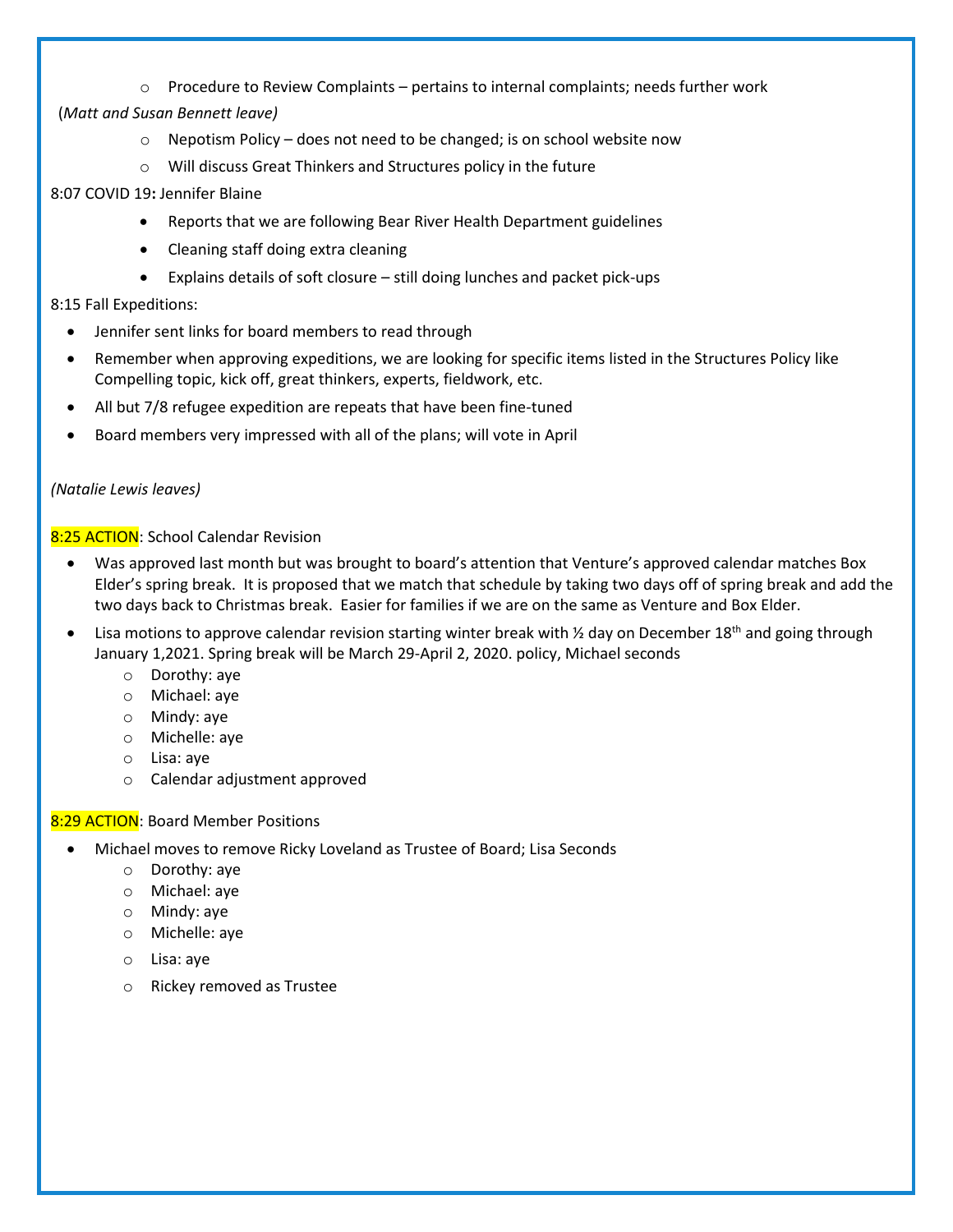- Procedure to Review Complaints – pertains to internal complaints; needs further work

(*Matt and Susan Bennett leave)*

- Nepotism Policy – does not need to be changed; is on school website now
- Will discuss Great Thinkers and Structures policy in the future

8:07 COVID 19**:** Jennifer Blaine

- Reports that we are following Bear River Health Department guidelines
- Cleaning staff doing extra cleaning
- Explains details of soft closure – still doing lunches and packet pick-ups

8:15 Fall Expeditions:

- Jennifer sent links for board members to read through
- Remember when approving expeditions, we are looking for specific items listed in the Structures Policy like Compelling topic, kick off, great thinkers, experts, fieldwork, etc.
- All but 7/8 refugee expedition are repeats that have been fine-tuned
- Board members very impressed with all of the plans; will vote in April

*(Natalie Lewis leaves)*

8:25 ACTION: School Calendar Revision

- Was approved last month but was brought to board's attention that Venture's approved calendar matches Box Elder's spring break. It is proposed that we match that schedule by taking two days off of spring break and add the two days back to Christmas break. Easier for families if we are on the same as Venture and Box Elder.
- Lisa motions to approve calendar revision starting winter break with ½ day on December 18th and going through January 1,2021. Spring break will be March 29-April 2, 2020. policy, Michael seconds
  - Dorothy: aye
  - Michael: aye
  - Mindy: aye
  - Michelle: aye
  - Lisa: aye
  - Calendar adjustment approved

8:29 ACTION: Board Member Positions

- Michael moves to remove Ricky Loveland as Trustee of Board; Lisa Seconds
  - Dorothy: aye
  - Michael: aye
  - Mindy: aye
  - Michelle: aye
  - Lisa: aye
  - Rickey removed as Trustee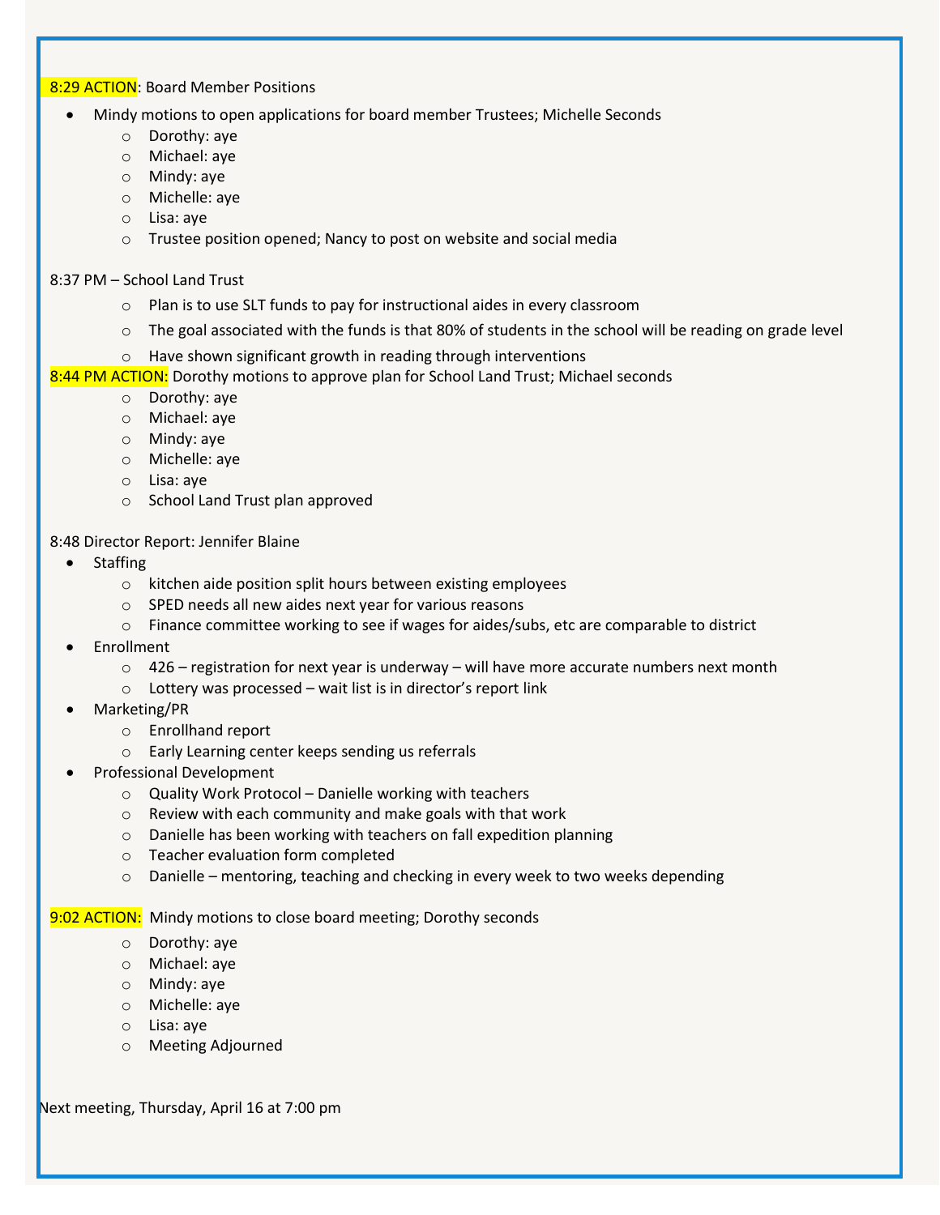**8:29 ACTION**: Board Member Positions

- Mindy motions to open applications for board member Trustees; Michelle Seconds
  - Dorothy: aye
  - Michael: aye
  - Mindy: aye
  - Michelle: aye
  - Lisa: aye
  - Trustee position opened; Nancy to post on website and social media

8:37 PM – School Land Trust

- Plan is to use SLT funds to pay for instructional aides in every classroom
- The goal associated with the funds is that 80% of students in the school will be reading on grade level
- Have shown significant growth in reading through interventions

**8:44 PM ACTION:** Dorothy motions to approve plan for School Land Trust; Michael seconds

- Dorothy: aye
- Michael: aye
- Mindy: aye
- Michelle: aye
- Lisa: aye
- School Land Trust plan approved

8:48 Director Report: Jennifer Blaine

- Staffing
  - kitchen aide position split hours between existing employees
  - SPED needs all new aides next year for various reasons
  - Finance committee working to see if wages for aides/subs, etc are comparable to district
- Enrollment
  - 426 – registration for next year is underway – will have more accurate numbers next month
  - Lottery was processed – wait list is in director's report link
- Marketing/PR
  - Enrollhand report
  - Early Learning center keeps sending us referrals
- Professional Development
  - Quality Work Protocol – Danielle working with teachers
  - Review with each community and make goals with that work
  - Danielle has been working with teachers on fall expedition planning
  - Teacher evaluation form completed
  - Danielle – mentoring, teaching and checking in every week to two weeks depending

**9:02 ACTION:** Mindy motions to close board meeting; Dorothy seconds

- Dorothy: aye
- Michael: aye
- Mindy: aye
- Michelle: aye
- Lisa: aye
- Meeting Adjourned

Next meeting, Thursday, April 16 at 7:00 pm